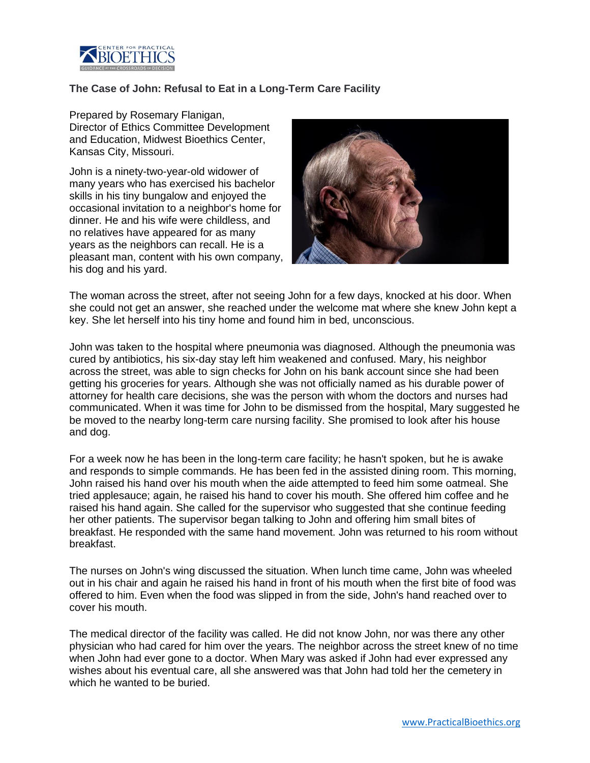## The Case of John: Refusal to Eat in a Long-Term Care Facility

Prepared by Rosemary Flanigan,
Director of Ethics Committee Development and Education, Midwest Bioethics Center, Kansas City, Missouri.

John is a ninety-two-year-old widower of many years who has exercised his bachelor skills in his tiny bungalow and enjoyed the occasional invitation to a neighbor's home for dinner. He and his wife were childless, and no relatives have appeared for as many years as the neighbors can recall. He is a pleasant man, content with his own company, his dog and his yard.

The woman across the street, after not seeing John for a few days, knocked at his door. When she could not get an answer, she reached under the welcome mat where she knew John kept a key. She let herself into his tiny home and found him in bed, unconscious.

John was taken to the hospital where pneumonia was diagnosed. Although the pneumonia was cured by antibiotics, his six-day stay left him weakened and confused. Mary, his neighbor across the street, was able to sign checks for John on his bank account since she had been getting his groceries for years. Although she was not officially named as his durable power of attorney for health care decisions, she was the person with whom the doctors and nurses had communicated. When it was time for John to be dismissed from the hospital, Mary suggested he be moved to the nearby long-term care nursing facility. She promised to look after his house and dog.

For a week now he has been in the long-term care facility; he hasn't spoken, but he is awake and responds to simple commands. He has been fed in the assisted dining room. This morning, John raised his hand over his mouth when the aide attempted to feed him some oatmeal. She tried applesauce; again, he raised his hand to cover his mouth. She offered him coffee and he raised his hand again. She called for the supervisor who suggested that she continue feeding her other patients. The supervisor began talking to John and offering him small bites of breakfast. He responded with the same hand movement. John was returned to his room without breakfast.

The nurses on John's wing discussed the situation. When lunch time came, John was wheeled out in his chair and again he raised his hand in front of his mouth when the first bite of food was offered to him. Even when the food was slipped in from the side, John's hand reached over to cover his mouth.

The medical director of the facility was called. He did not know John, nor was there any other physician who had cared for him over the years. The neighbor across the street knew of no time when John had ever gone to a doctor. When Mary was asked if John had ever expressed any wishes about his eventual care, all she answered was that John had told her the cemetery in which he wanted to be buried.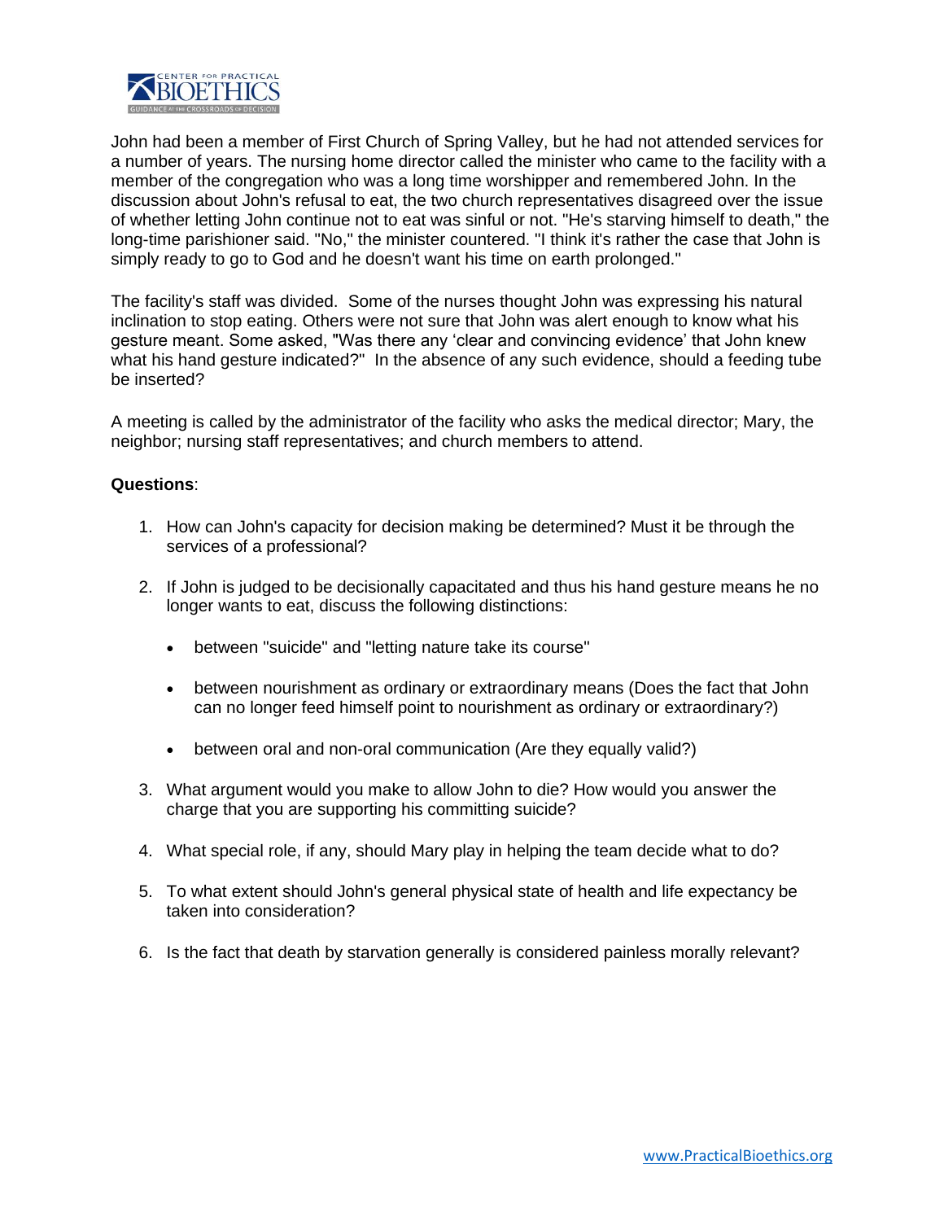John had been a member of First Church of Spring Valley, but he had not attended services for a number of years. The nursing home director called the minister who came to the facility with a member of the congregation who was a long time worshipper and remembered John. In the discussion about John's refusal to eat, the two church representatives disagreed over the issue of whether letting John continue not to eat was sinful or not. "He's starving himself to death," the long-time parishioner said. "No," the minister countered. "I think it's rather the case that John is simply ready to go to God and he doesn't want his time on earth prolonged."

The facility's staff was divided. Some of the nurses thought John was expressing his natural inclination to stop eating. Others were not sure that John was alert enough to know what his gesture meant. Some asked, "Was there any 'clear and convincing evidence' that John knew what his hand gesture indicated?" In the absence of any such evidence, should a feeding tube be inserted?

A meeting is called by the administrator of the facility who asks the medical director; Mary, the neighbor; nursing staff representatives; and church members to attend.

**Questions**:

1. How can John's capacity for decision making be determined? Must it be through the services of a professional?

2. If John is judged to be decisionally capacitated and thus his hand gesture means he no longer wants to eat, discuss the following distinctions:

   - between "suicide" and "letting nature take its course"

   - between nourishment as ordinary or extraordinary means (Does the fact that John can no longer feed himself point to nourishment as ordinary or extraordinary?)

   - between oral and non-oral communication (Are they equally valid?)

3. What argument would you make to allow John to die? How would you answer the charge that you are supporting his committing suicide?

4. What special role, if any, should Mary play in helping the team decide what to do?

5. To what extent should John's general physical state of health and life expectancy be taken into consideration?

6. Is the fact that death by starvation generally is considered painless morally relevant?